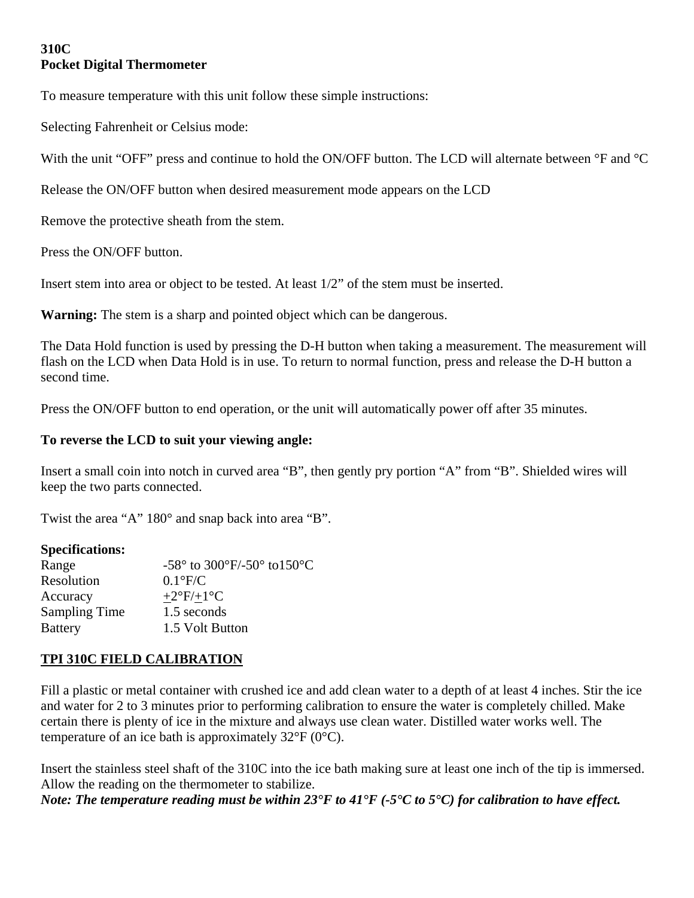**310C**
**Pocket Digital Thermometer**

To measure temperature with this unit follow these simple instructions:

Selecting Fahrenheit or Celsius mode:

With the unit "OFF" press and continue to hold the ON/OFF button. The LCD will alternate between °F and °C

Release the ON/OFF button when desired measurement mode appears on the LCD

Remove the protective sheath from the stem.

Press the ON/OFF button.

Insert stem into area or object to be tested. At least 1/2" of the stem must be inserted.

**Warning:** The stem is a sharp and pointed object which can be dangerous.

The Data Hold function is used by pressing the D-H button when taking a measurement. The measurement will flash on the LCD when Data Hold is in use. To return to normal function, press and release the D-H button a second time.

Press the ON/OFF button to end operation, or the unit will automatically power off after 35 minutes.

**To reverse the LCD to suit your viewing angle:**

Insert a small coin into notch in curved area "B", then gently pry portion "A" from "B". Shielded wires will keep the two parts connected.

Twist the area "A" 180° and snap back into area "B".

**Specifications:**

| | |
|---|---|
| Range | -58° to 300°F/-50° to150°C |
| Resolution | 0.1°F/C |
| Accuracy | ±2°F/±1°C |
| Sampling Time | 1.5 seconds |
| Battery | 1.5 Volt Button |

## TPI 310C FIELD CALIBRATION

Fill a plastic or metal container with crushed ice and add clean water to a depth of at least 4 inches. Stir the ice and water for 2 to 3 minutes prior to performing calibration to ensure the water is completely chilled. Make certain there is plenty of ice in the mixture and always use clean water. Distilled water works well. The temperature of an ice bath is approximately 32°F (0°C).

Insert the stainless steel shaft of the 310C into the ice bath making sure at least one inch of the tip is immersed. Allow the reading on the thermometer to stabilize.
***Note: The temperature reading must be within 23°F to 41°F (-5°C to 5°C) for calibration to have effect.***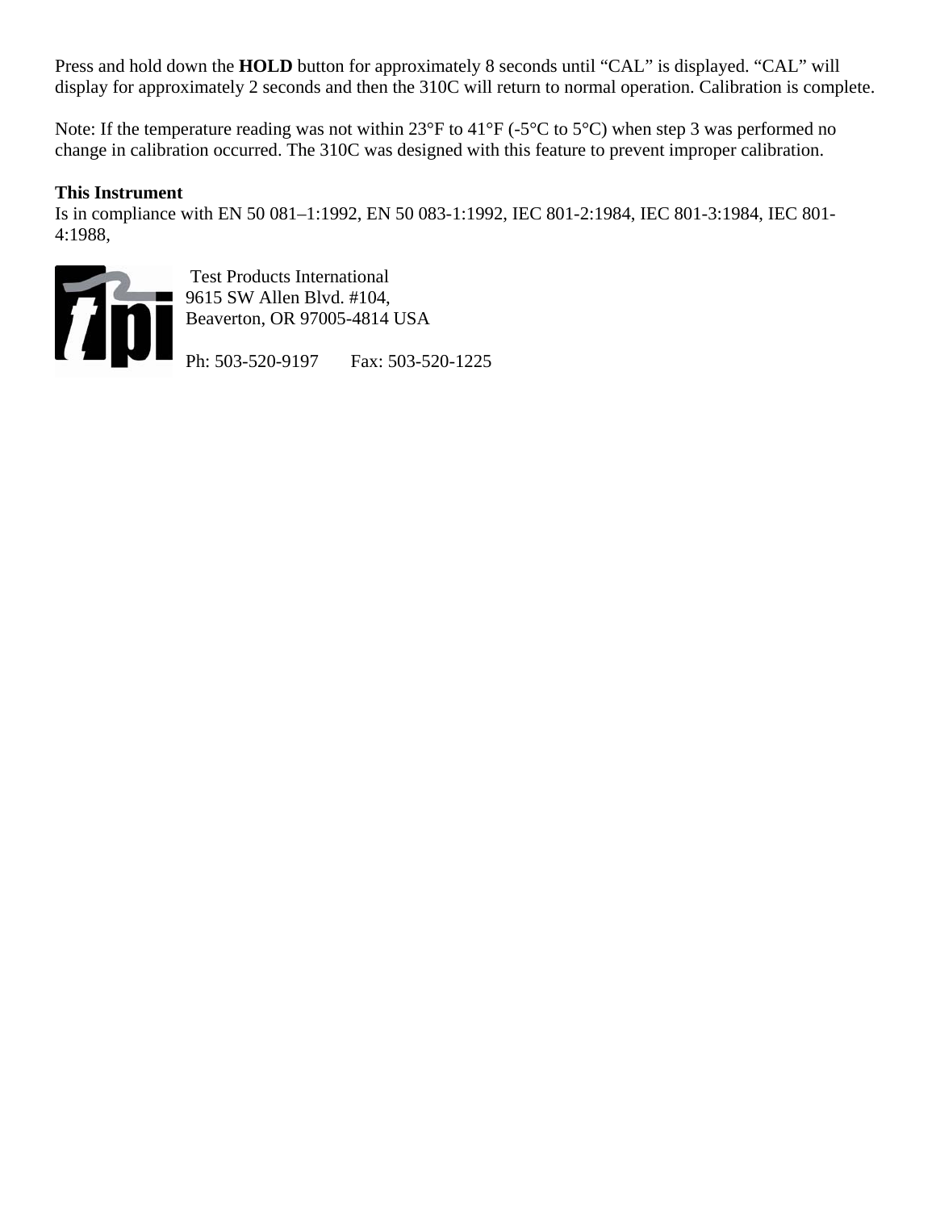Press and hold down the **HOLD** button for approximately 8 seconds until “CAL” is displayed. “CAL” will display for approximately 2 seconds and then the 310C will return to normal operation. Calibration is complete.

Note: If the temperature reading was not within 23°F to 41°F (-5°C to 5°C) when step 3 was performed no change in calibration occurred. The 310C was designed with this feature to prevent improper calibration.

**This Instrument**
Is in compliance with EN 50 081–1:1992, EN 50 083-1:1992, IEC 801-2:1984, IEC 801-3:1984, IEC 801-4:1988,

Test Products International
9615 SW Allen Blvd. #104,
Beaverton, OR 97005-4814 USA

Ph: 503-520-9197     Fax: 503-520-1225